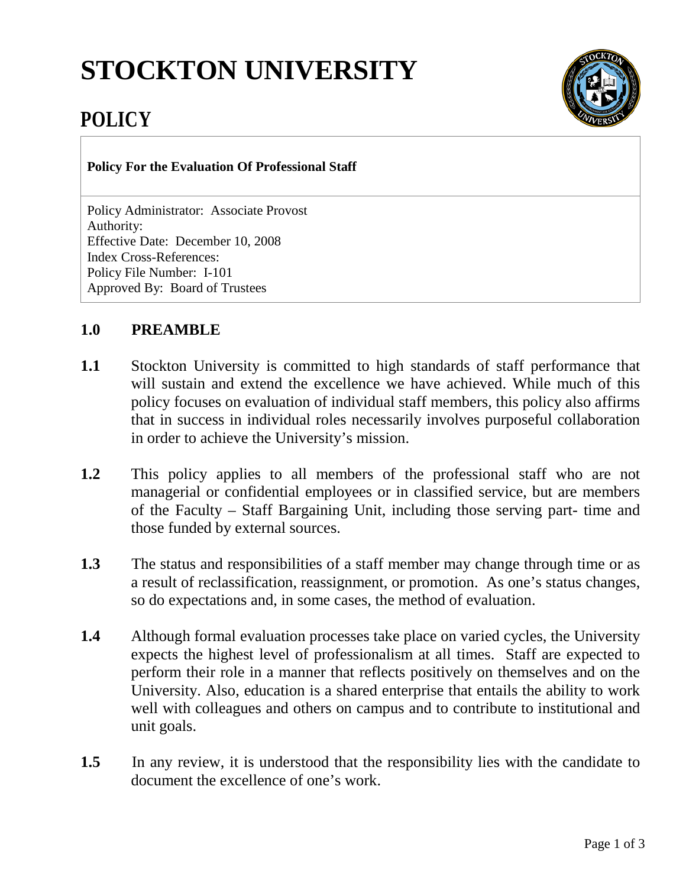# STOCKTON UNIVERSITY

## POLICY

**Policy For the Evaluation Of Professional Staff**

Policy Administrator: Associate Provost
Authority:
Effective Date: December 10, 2008
Index Cross-References:
Policy File Number: I-101
Approved By: Board of Trustees

### 1.0 PREAMBLE

**1.1** Stockton University is committed to high standards of staff performance that will sustain and extend the excellence we have achieved. While much of this policy focuses on evaluation of individual staff members, this policy also affirms that in success in individual roles necessarily involves purposeful collaboration in order to achieve the University's mission.

**1.2** This policy applies to all members of the professional staff who are not managerial or confidential employees or in classified service, but are members of the Faculty – Staff Bargaining Unit, including those serving part- time and those funded by external sources.

**1.3** The status and responsibilities of a staff member may change through time or as a result of reclassification, reassignment, or promotion. As one's status changes, so do expectations and, in some cases, the method of evaluation.

**1.4** Although formal evaluation processes take place on varied cycles, the University expects the highest level of professionalism at all times. Staff are expected to perform their role in a manner that reflects positively on themselves and on the University. Also, education is a shared enterprise that entails the ability to work well with colleagues and others on campus and to contribute to institutional and unit goals.

**1.5** In any review, it is understood that the responsibility lies with the candidate to document the excellence of one's work.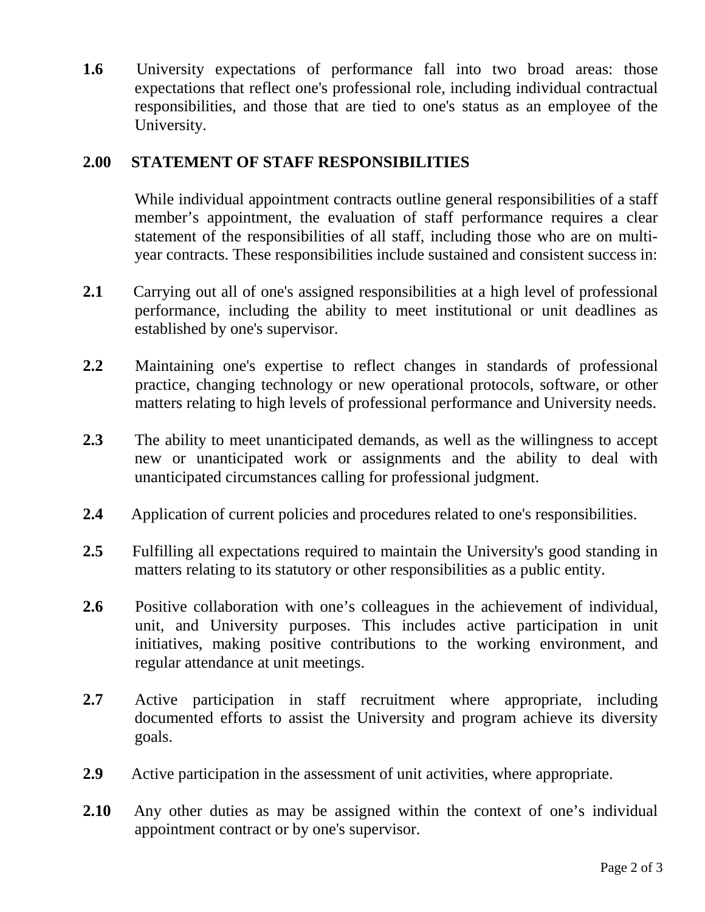**1.6** University expectations of performance fall into two broad areas: those expectations that reflect one's professional role, including individual contractual responsibilities, and those that are tied to one's status as an employee of the University.

## 2.00 STATEMENT OF STAFF RESPONSIBILITIES

While individual appointment contracts outline general responsibilities of a staff member's appointment, the evaluation of staff performance requires a clear statement of the responsibilities of all staff, including those who are on multi-year contracts. These responsibilities include sustained and consistent success in:

**2.1** Carrying out all of one's assigned responsibilities at a high level of professional performance, including the ability to meet institutional or unit deadlines as established by one's supervisor.

**2.2** Maintaining one's expertise to reflect changes in standards of professional practice, changing technology or new operational protocols, software, or other matters relating to high levels of professional performance and University needs.

**2.3** The ability to meet unanticipated demands, as well as the willingness to accept new or unanticipated work or assignments and the ability to deal with unanticipated circumstances calling for professional judgment.

**2.4** Application of current policies and procedures related to one's responsibilities.

**2.5** Fulfilling all expectations required to maintain the University's good standing in matters relating to its statutory or other responsibilities as a public entity.

**2.6** Positive collaboration with one's colleagues in the achievement of individual, unit, and University purposes. This includes active participation in unit initiatives, making positive contributions to the working environment, and regular attendance at unit meetings.

**2.7** Active participation in staff recruitment where appropriate, including documented efforts to assist the University and program achieve its diversity goals.

**2.9** Active participation in the assessment of unit activities, where appropriate.

**2.10** Any other duties as may be assigned within the context of one's individual appointment contract or by one's supervisor.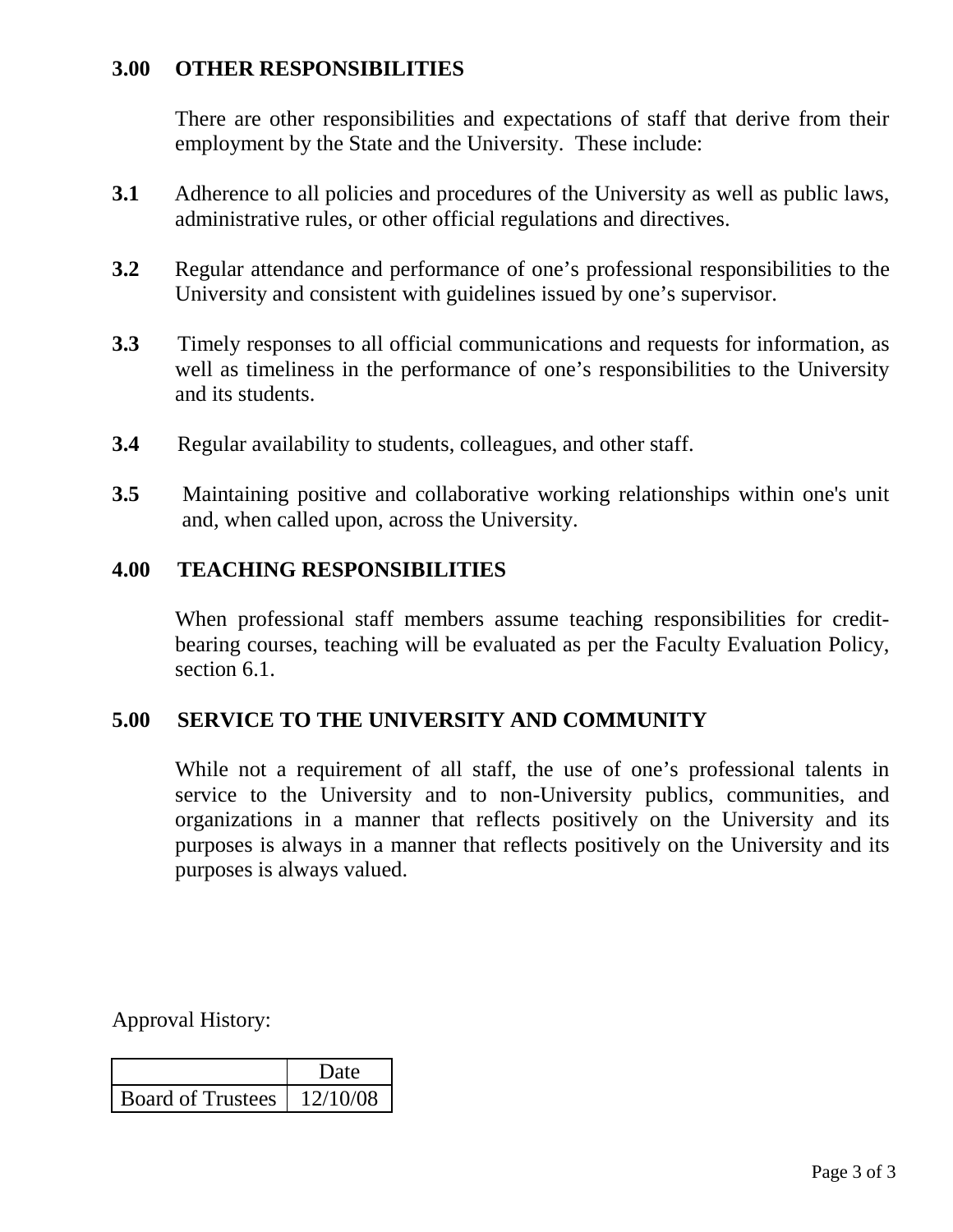## 3.00 OTHER RESPONSIBILITIES

There are other responsibilities and expectations of staff that derive from their employment by the State and the University. These include:

**3.1** Adherence to all policies and procedures of the University as well as public laws, administrative rules, or other official regulations and directives.

**3.2** Regular attendance and performance of one's professional responsibilities to the University and consistent with guidelines issued by one's supervisor.

**3.3** Timely responses to all official communications and requests for information, as well as timeliness in the performance of one's responsibilities to the University and its students.

**3.4** Regular availability to students, colleagues, and other staff.

**3.5** Maintaining positive and collaborative working relationships within one's unit and, when called upon, across the University.

## 4.00 TEACHING RESPONSIBILITIES

When professional staff members assume teaching responsibilities for credit-bearing courses, teaching will be evaluated as per the Faculty Evaluation Policy, section 6.1.

## 5.00 SERVICE TO THE UNIVERSITY AND COMMUNITY

While not a requirement of all staff, the use of one's professional talents in service to the University and to non-University publics, communities, and organizations in a manner that reflects positively on the University and its purposes is always in a manner that reflects positively on the University and its purposes is always valued.

Approval History:

| | Date |
|---|---|
| Board of Trustees | 12/10/08 |